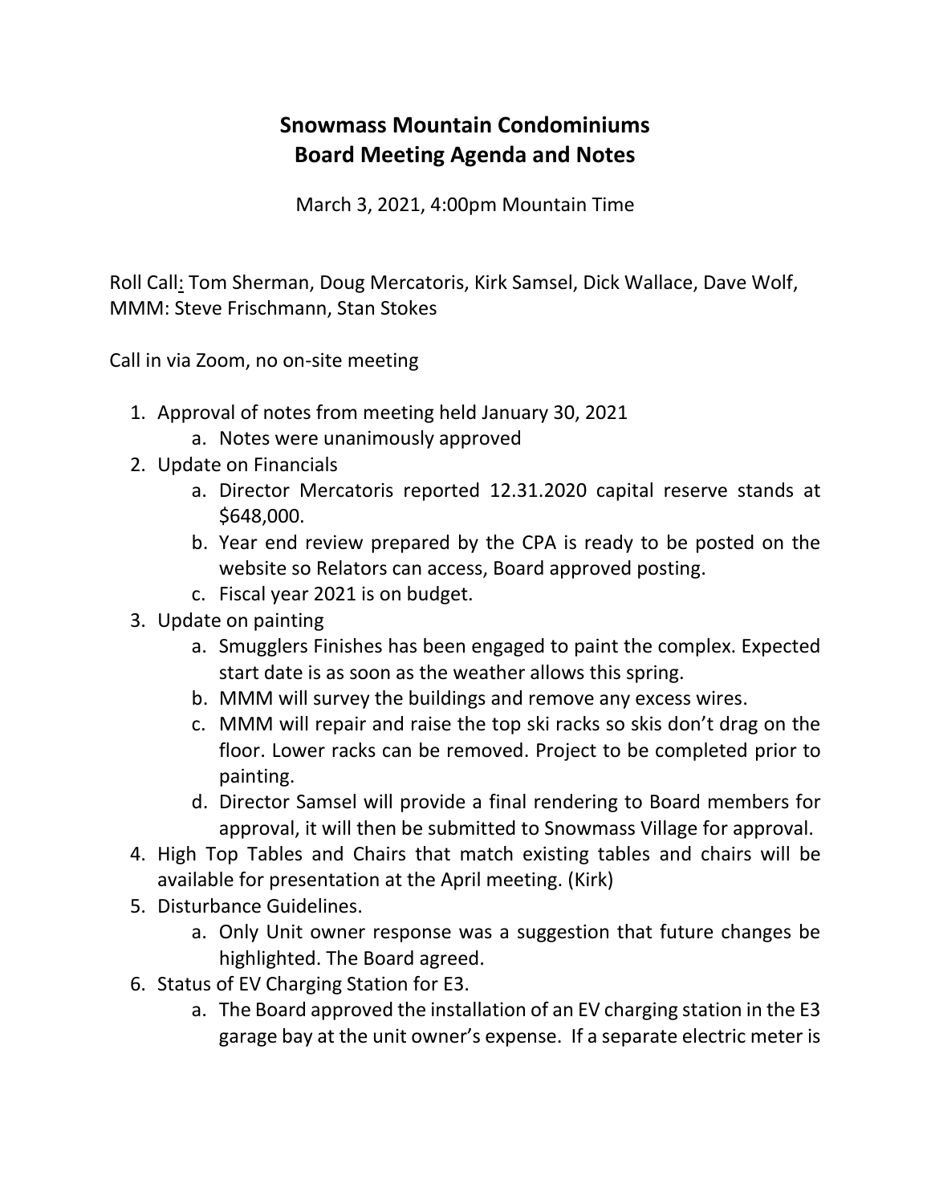# Snowmass Mountain Condominiums
# Board Meeting Agenda and Notes

March 3, 2021, 4:00pm Mountain Time

Roll Call: Tom Sherman, Doug Mercatoris, Kirk Samsel, Dick Wallace, Dave Wolf, MMM: Steve Frischmann, Stan Stokes

Call in via Zoom, no on-site meeting

1. Approval of notes from meeting held January 30, 2021
    a. Notes were unanimously approved
2. Update on Financials
    a. Director Mercatoris reported 12.31.2020 capital reserve stands at $648,000.
    b. Year end review prepared by the CPA is ready to be posted on the website so Relators can access, Board approved posting.
    c. Fiscal year 2021 is on budget.
3. Update on painting
    a. Smugglers Finishes has been engaged to paint the complex. Expected start date is as soon as the weather allows this spring.
    b. MMM will survey the buildings and remove any excess wires.
    c. MMM will repair and raise the top ski racks so skis don't drag on the floor. Lower racks can be removed. Project to be completed prior to painting.
    d. Director Samsel will provide a final rendering to Board members for approval, it will then be submitted to Snowmass Village for approval.
4. High Top Tables and Chairs that match existing tables and chairs will be available for presentation at the April meeting. (Kirk)
5. Disturbance Guidelines.
    a. Only Unit owner response was a suggestion that future changes be highlighted. The Board agreed.
6. Status of EV Charging Station for E3.
    a. The Board approved the installation of an EV charging station in the E3 garage bay at the unit owner's expense. If a separate electric meter is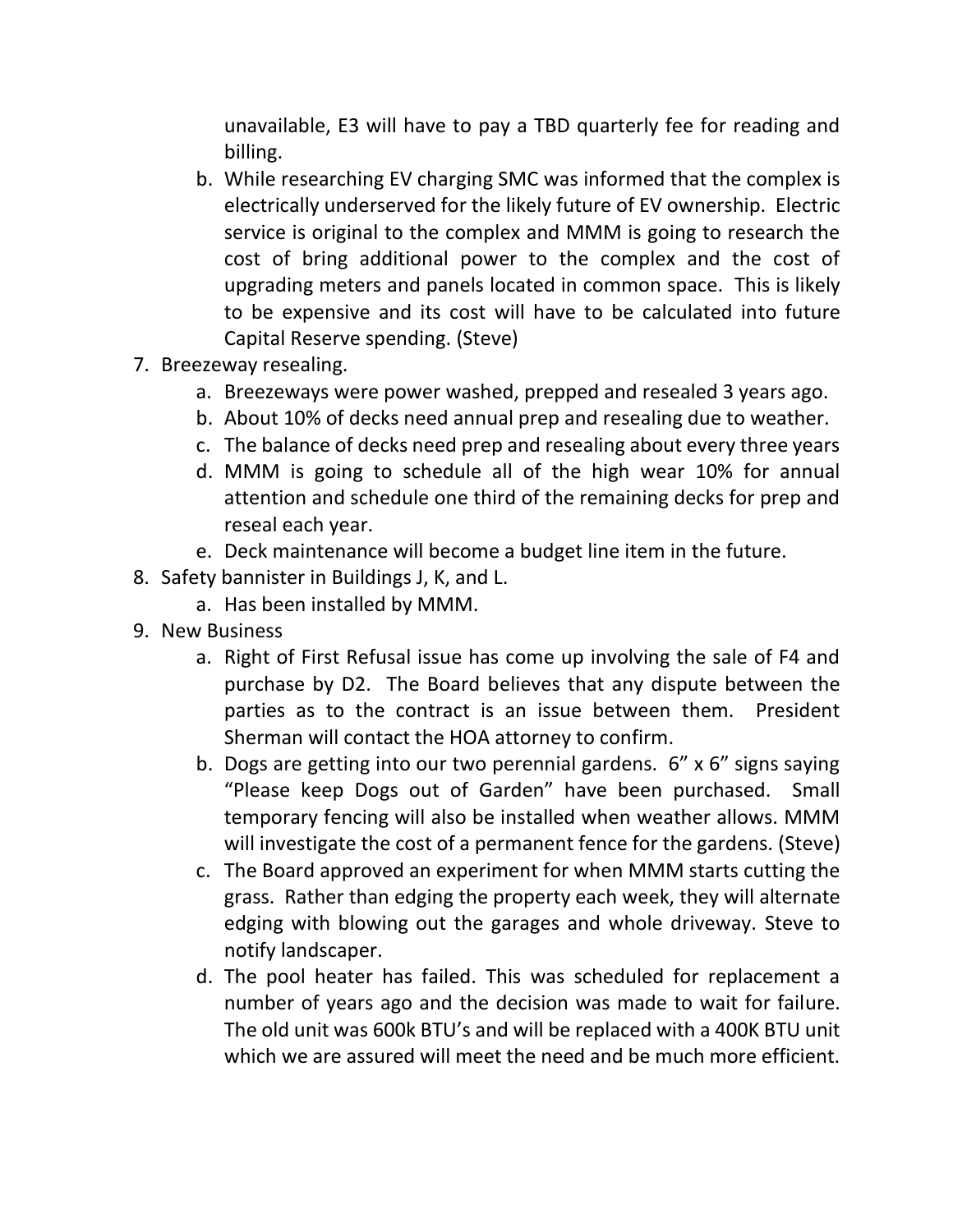unavailable, E3 will have to pay a TBD quarterly fee for reading and billing.

   b. While researching EV charging SMC was informed that the complex is electrically underserved for the likely future of EV ownership. Electric service is original to the complex and MMM is going to research the cost of bring additional power to the complex and the cost of upgrading meters and panels located in common space. This is likely to be expensive and its cost will have to be calculated into future Capital Reserve spending. (Steve)

7. Breezeway resealing.
   a. Breezeways were power washed, prepped and resealed 3 years ago.
   b. About 10% of decks need annual prep and resealing due to weather.
   c. The balance of decks need prep and resealing about every three years
   d. MMM is going to schedule all of the high wear 10% for annual attention and schedule one third of the remaining decks for prep and reseal each year.
   e. Deck maintenance will become a budget line item in the future.
8. Safety bannister in Buildings J, K, and L.
   a. Has been installed by MMM.
9. New Business
   a. Right of First Refusal issue has come up involving the sale of F4 and purchase by D2. The Board believes that any dispute between the parties as to the contract is an issue between them. President Sherman will contact the HOA attorney to confirm.
   b. Dogs are getting into our two perennial gardens. 6" x 6" signs saying "Please keep Dogs out of Garden" have been purchased. Small temporary fencing will also be installed when weather allows. MMM will investigate the cost of a permanent fence for the gardens. (Steve)
   c. The Board approved an experiment for when MMM starts cutting the grass. Rather than edging the property each week, they will alternate edging with blowing out the garages and whole driveway. Steve to notify landscaper.
   d. The pool heater has failed. This was scheduled for replacement a number of years ago and the decision was made to wait for failure. The old unit was 600k BTU's and will be replaced with a 400K BTU unit which we are assured will meet the need and be much more efficient.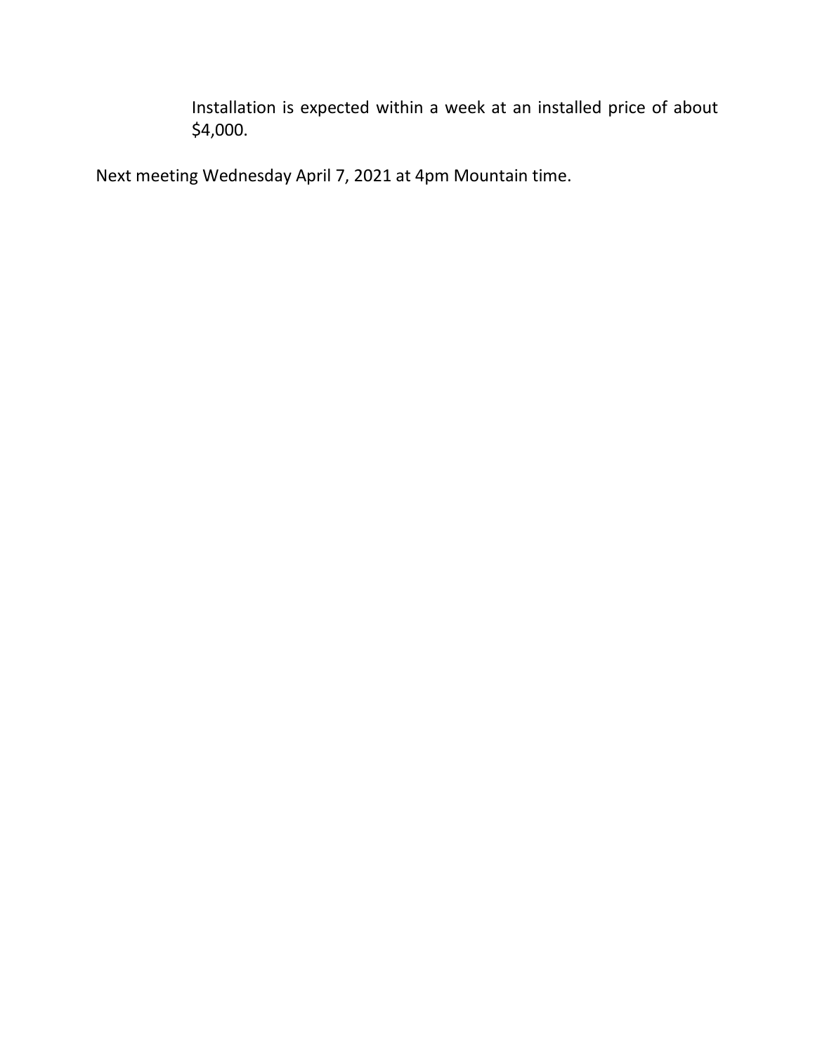Installation is expected within a week at an installed price of about $4,000.

Next meeting Wednesday April 7, 2021 at 4pm Mountain time.